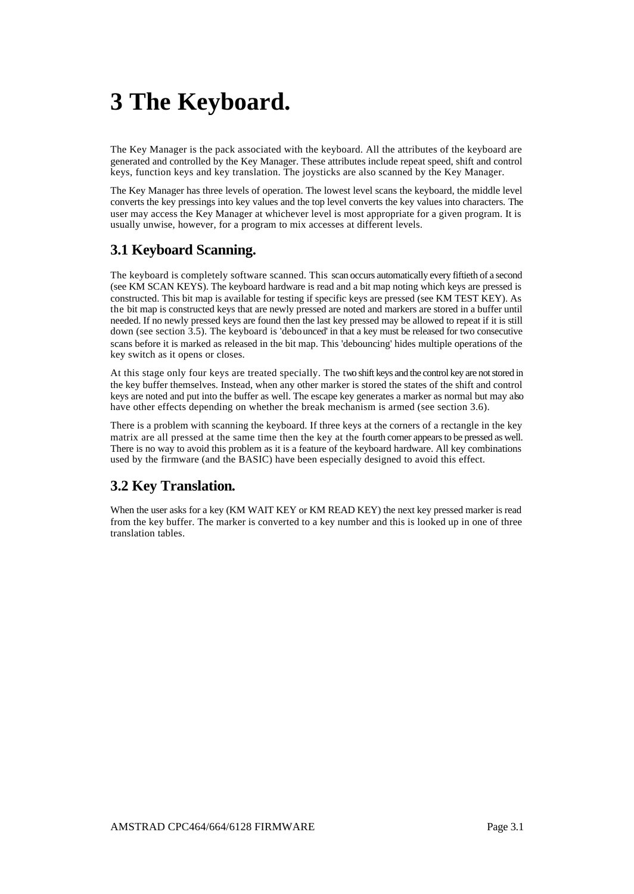# 3 The Keyboard.

The Key Manager is the pack associated with the keyboard. All the attributes of the keyboard are generated and controlled by the Key Manager. These attributes include repeat speed, shift and control keys, function keys and key translation. The joysticks are also scanned by the Key Manager.

The Key Manager has three levels of operation. The lowest level scans the keyboard, the middle level converts the key pressings into key values and the top level converts the key values into characters. The user may access the Key Manager at whichever level is most appropriate for a given program. It is usually unwise, however, for a program to mix accesses at different levels.

## 3.1 Keyboard Scanning.

The keyboard is completely software scanned. This scan occurs automatically every fiftieth of a second (see KM SCAN KEYS). The keyboard hardware is read and a bit map noting which keys are pressed is constructed. This bit map is available for testing if specific keys are pressed (see KM TEST KEY). As the bit map is constructed keys that are newly pressed are noted and markers are stored in a buffer until needed. If no newly pressed keys are found then the last key pressed may be allowed to repeat if it is still down (see section 3.5). The keyboard is 'debounced' in that a key must be released for two consecutive scans before it is marked as released in the bit map. This 'debouncing' hides multiple operations of the key switch as it opens or closes.

At this stage only four keys are treated specially. The two shift keys and the control key are not stored in the key buffer themselves. Instead, when any other marker is stored the states of the shift and control keys are noted and put into the buffer as well. The escape key generates a marker as normal but may also have other effects depending on whether the break mechanism is armed (see section 3.6).

There is a problem with scanning the keyboard. If three keys at the corners of a rectangle in the key matrix are all pressed at the same time then the key at the fourth corner appears to be pressed as well. There is no way to avoid this problem as it is a feature of the keyboard hardware. All key combinations used by the firmware (and the BASIC) have been especially designed to avoid this effect.

## 3.2 Key Translation.

When the user asks for a key (KM WAIT KEY or KM READ KEY) the next key pressed marker is read from the key buffer. The marker is converted to a key number and this is looked up in one of three translation tables.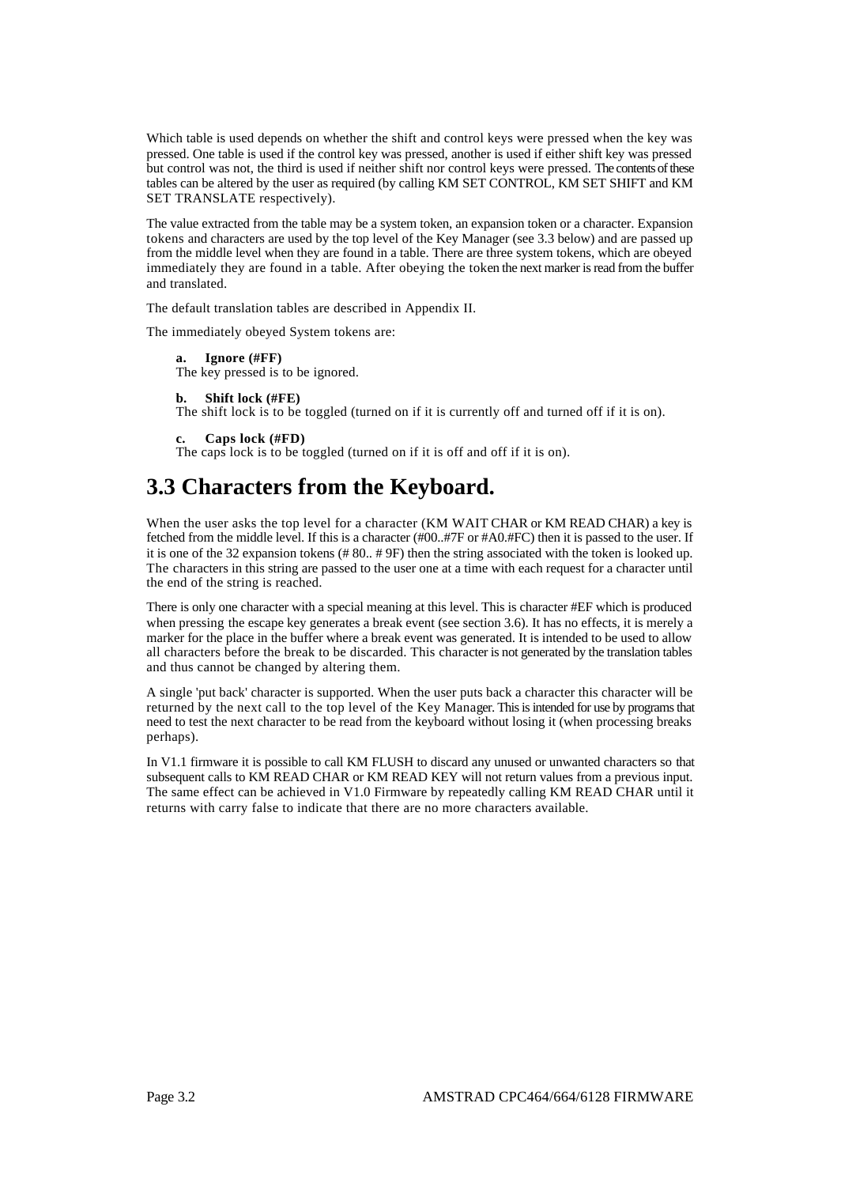Which table is used depends on whether the shift and control keys were pressed when the key was pressed. One table is used if the control key was pressed, another is used if either shift key was pressed but control was not, the third is used if neither shift nor control keys were pressed. The contents of these tables can be altered by the user as required (by calling KM SET CONTROL, KM SET SHIFT and KM SET TRANSLATE respectively).

The value extracted from the table may be a system token, an expansion token or a character. Expansion tokens and characters are used by the top level of the Key Manager (see 3.3 below) and are passed up from the middle level when they are found in a table. There are three system tokens, which are obeyed immediately they are found in a table. After obeying the token the next marker is read from the buffer and translated.

The default translation tables are described in Appendix II.

The immediately obeyed System tokens are:

**a. Ignore (#FF)**
The key pressed is to be ignored.

**b. Shift lock (#FE)**
The shift lock is to be toggled (turned on if it is currently off and turned off if it is on).

**c. Caps lock (#FD)**
The caps lock is to be toggled (turned on if it is off and off if it is on).

# 3.3 Characters from the Keyboard.

When the user asks the top level for a character (KM WAIT CHAR or KM READ CHAR) a key is fetched from the middle level. If this is a character (#00..#7F or #A0.#FC) then it is passed to the user. If it is one of the 32 expansion tokens (# 80.. # 9F) then the string associated with the token is looked up. The characters in this string are passed to the user one at a time with each request for a character until the end of the string is reached.

There is only one character with a special meaning at this level. This is character #EF which is produced when pressing the escape key generates a break event (see section 3.6). It has no effects, it is merely a marker for the place in the buffer where a break event was generated. It is intended to be used to allow all characters before the break to be discarded. This character is not generated by the translation tables and thus cannot be changed by altering them.

A single 'put back' character is supported. When the user puts back a character this character will be returned by the next call to the top level of the Key Manager. This is intended for use by programs that need to test the next character to be read from the keyboard without losing it (when processing breaks perhaps).

In V1.1 firmware it is possible to call KM FLUSH to discard any unused or unwanted characters so that subsequent calls to KM READ CHAR or KM READ KEY will not return values from a previous input. The same effect can be achieved in V1.0 Firmware by repeatedly calling KM READ CHAR until it returns with carry false to indicate that there are no more characters available.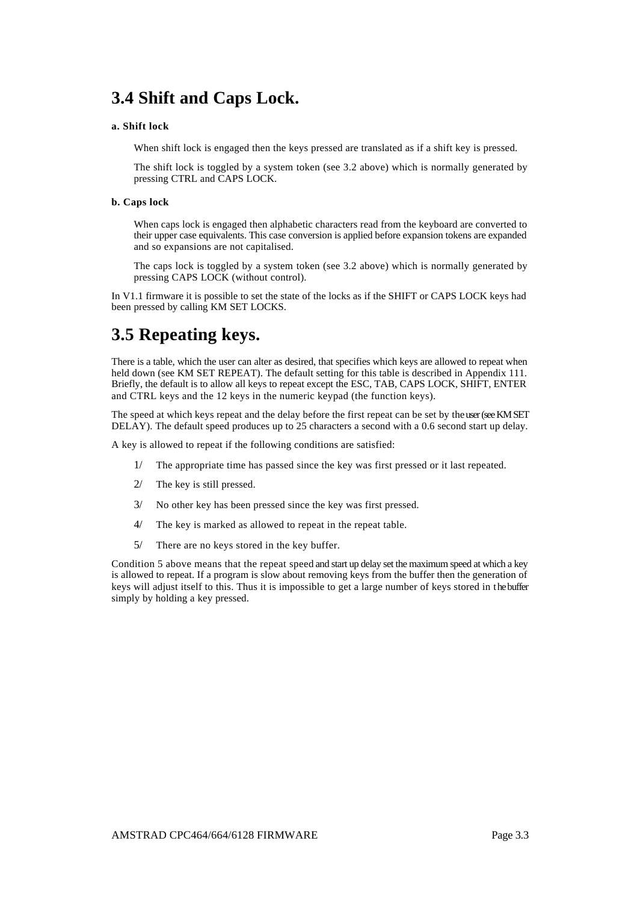# 3.4 Shift and Caps Lock.

**a. Shift lock**

When shift lock is engaged then the keys pressed are translated as if a shift key is pressed.

The shift lock is toggled by a system token (see 3.2 above) which is normally generated by pressing CTRL and CAPS LOCK.

**b. Caps lock**

When caps lock is engaged then alphabetic characters read from the keyboard are converted to their upper case equivalents. This case conversion is applied before expansion tokens are expanded and so expansions are not capitalised.

The caps lock is toggled by a system token (see 3.2 above) which is normally generated by pressing CAPS LOCK (without control).

In V1.1 firmware it is possible to set the state of the locks as if the SHIFT or CAPS LOCK keys had been pressed by calling KM SET LOCKS.

# 3.5 Repeating keys.

There is a table, which the user can alter as desired, that specifies which keys are allowed to repeat when held down (see KM SET REPEAT). The default setting for this table is described in Appendix 111. Briefly, the default is to allow all keys to repeat except the ESC, TAB, CAPS LOCK, SHIFT, ENTER and CTRL keys and the 12 keys in the numeric keypad (the function keys).

The speed at which keys repeat and the delay before the first repeat can be set by the user (see KM SET DELAY). The default speed produces up to 25 characters a second with a 0.6 second start up delay.

A key is allowed to repeat if the following conditions are satisfied:

1/ The appropriate time has passed since the key was first pressed or it last repeated.

2/ The key is still pressed.

3/ No other key has been pressed since the key was first pressed.

4/ The key is marked as allowed to repeat in the repeat table.

5/ There are no keys stored in the key buffer.

Condition 5 above means that the repeat speed and start up delay set the maximum speed at which a key is allowed to repeat. If a program is slow about removing keys from the buffer then the generation of keys will adjust itself to this. Thus it is impossible to get a large number of keys stored in the buffer simply by holding a key pressed.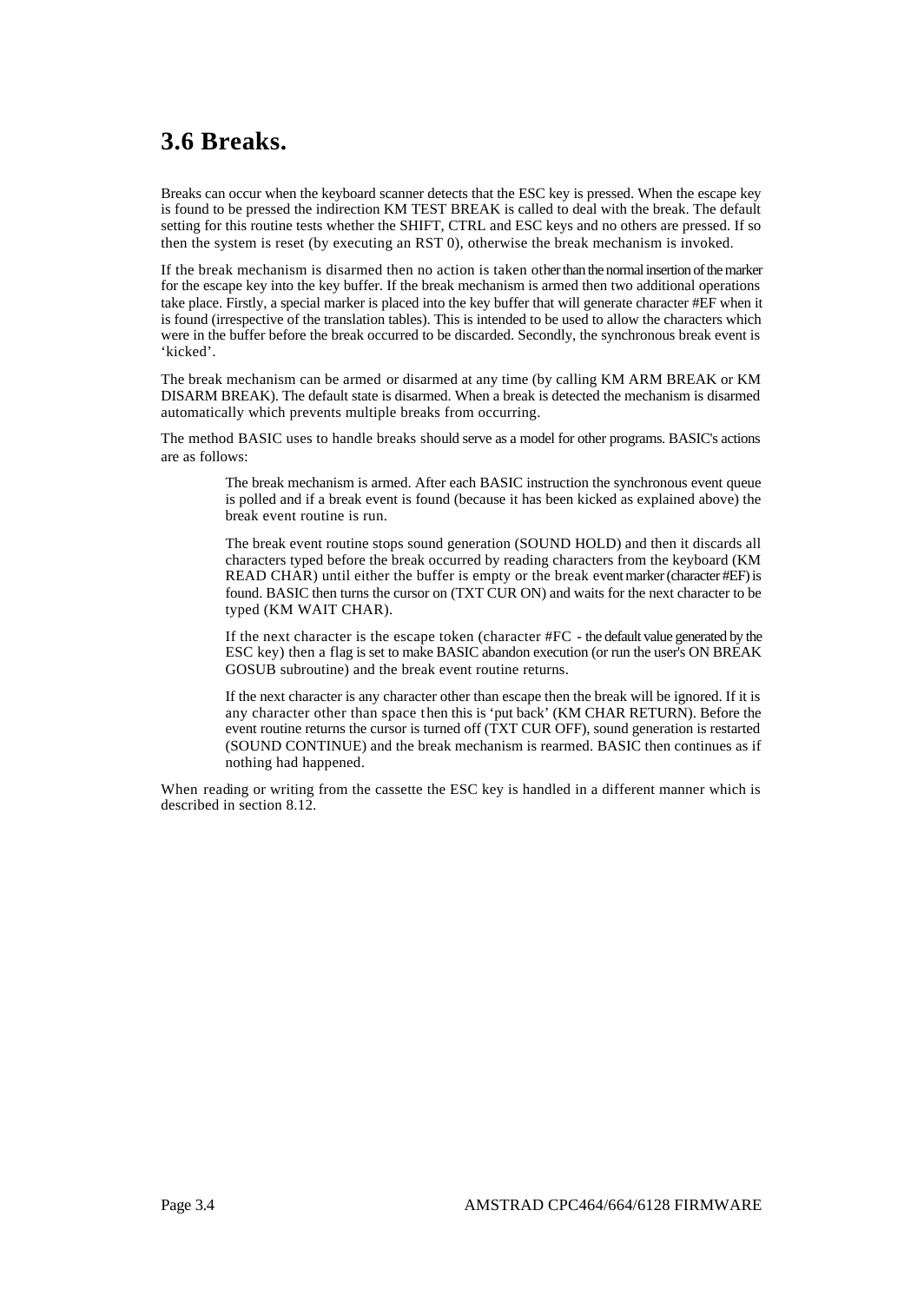## 3.6 Breaks.

Breaks can occur when the keyboard scanner detects that the ESC key is pressed. When the escape key is found to be pressed the indirection KM TEST BREAK is called to deal with the break. The default setting for this routine tests whether the SHIFT, CTRL and ESC keys and no others are pressed. If so then the system is reset (by executing an RST 0), otherwise the break mechanism is invoked.

If the break mechanism is disarmed then no action is taken other than the normal insertion of the marker for the escape key into the key buffer. If the break mechanism is armed then two additional operations take place. Firstly, a special marker is placed into the key buffer that will generate character #EF when it is found (irrespective of the translation tables). This is intended to be used to allow the characters which were in the buffer before the break occurred to be discarded. Secondly, the synchronous break event is 'kicked'.

The break mechanism can be armed or disarmed at any time (by calling KM ARM BREAK or KM DISARM BREAK). The default state is disarmed. When a break is detected the mechanism is disarmed automatically which prevents multiple breaks from occurring.

The method BASIC uses to handle breaks should serve as a model for other programs. BASIC's actions are as follows:

> The break mechanism is armed. After each BASIC instruction the synchronous event queue is polled and if a break event is found (because it has been kicked as explained above) the break event routine is run.
>
> The break event routine stops sound generation (SOUND HOLD) and then it discards all characters typed before the break occurred by reading characters from the keyboard (KM READ CHAR) until either the buffer is empty or the break event marker (character #EF) is found. BASIC then turns the cursor on (TXT CUR ON) and waits for the next character to be typed (KM WAIT CHAR).
>
> If the next character is the escape token (character #FC - the default value generated by the ESC key) then a flag is set to make BASIC abandon execution (or run the user's ON BREAK GOSUB subroutine) and the break event routine returns.
>
> If the next character is any character other than escape then the break will be ignored. If it is any character other than space then this is 'put back' (KM CHAR RETURN). Before the event routine returns the cursor is turned off (TXT CUR OFF), sound generation is restarted (SOUND CONTINUE) and the break mechanism is rearmed. BASIC then continues as if nothing had happened.

When reading or writing from the cassette the ESC key is handled in a different manner which is described in section 8.12.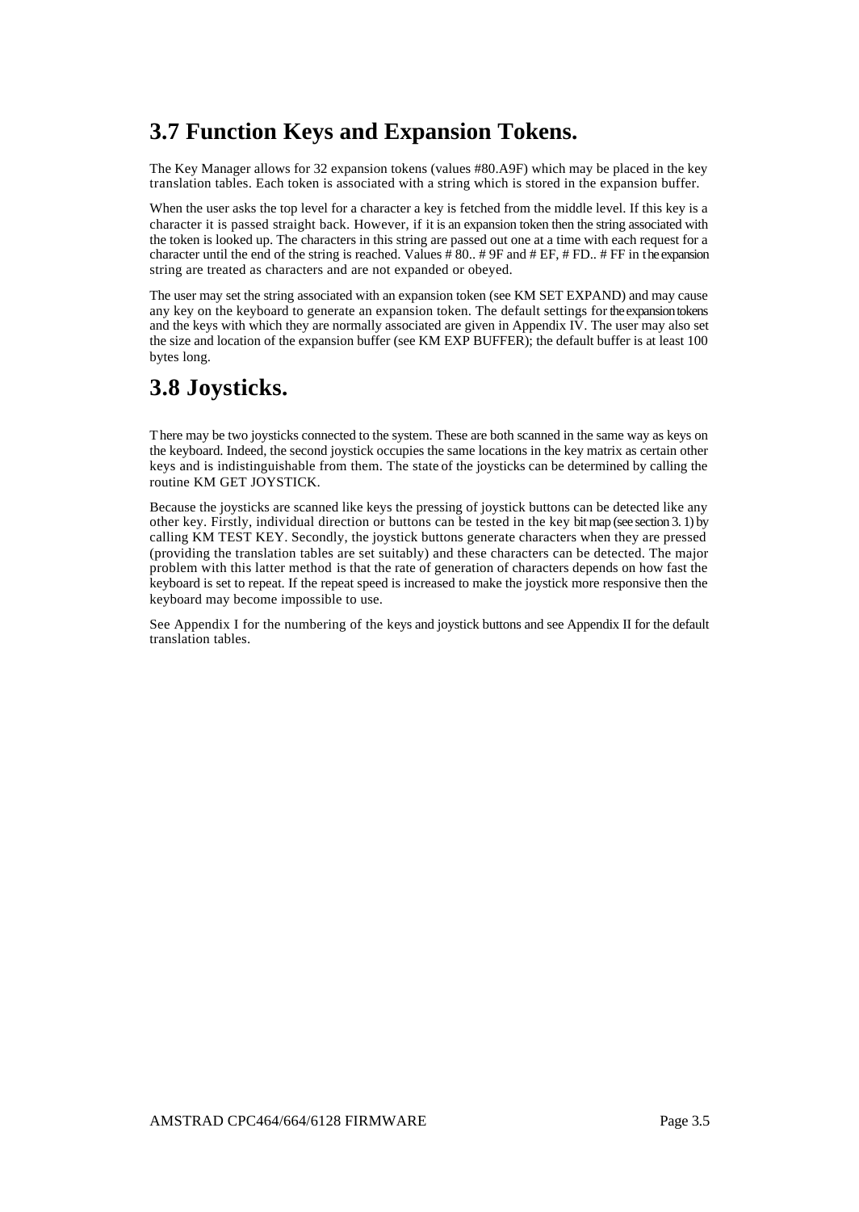## 3.7 Function Keys and Expansion Tokens.

The Key Manager allows for 32 expansion tokens (values #80.A9F) which may be placed in the key translation tables. Each token is associated with a string which is stored in the expansion buffer.

When the user asks the top level for a character a key is fetched from the middle level. If this key is a character it is passed straight back. However, if it is an expansion token then the string associated with the token is looked up. The characters in this string are passed out one at a time with each request for a character until the end of the string is reached. Values # 80.. # 9F and # EF, # FD.. # FF in the expansion string are treated as characters and are not expanded or obeyed.

The user may set the string associated with an expansion token (see KM SET EXPAND) and may cause any key on the keyboard to generate an expansion token. The default settings for the expansion tokens and the keys with which they are normally associated are given in Appendix IV. The user may also set the size and location of the expansion buffer (see KM EXP BUFFER); the default buffer is at least 100 bytes long.

## 3.8 Joysticks.

There may be two joysticks connected to the system. These are both scanned in the same way as keys on the keyboard. Indeed, the second joystick occupies the same locations in the key matrix as certain other keys and is indistinguishable from them. The state of the joysticks can be determined by calling the routine KM GET JOYSTICK.

Because the joysticks are scanned like keys the pressing of joystick buttons can be detected like any other key. Firstly, individual direction or buttons can be tested in the key bit map (see section 3. 1) by calling KM TEST KEY. Secondly, the joystick buttons generate characters when they are pressed (providing the translation tables are set suitably) and these characters can be detected. The major problem with this latter method is that the rate of generation of characters depends on how fast the keyboard is set to repeat. If the repeat speed is increased to make the joystick more responsive then the keyboard may become impossible to use.

See Appendix I for the numbering of the keys and joystick buttons and see Appendix II for the default translation tables.